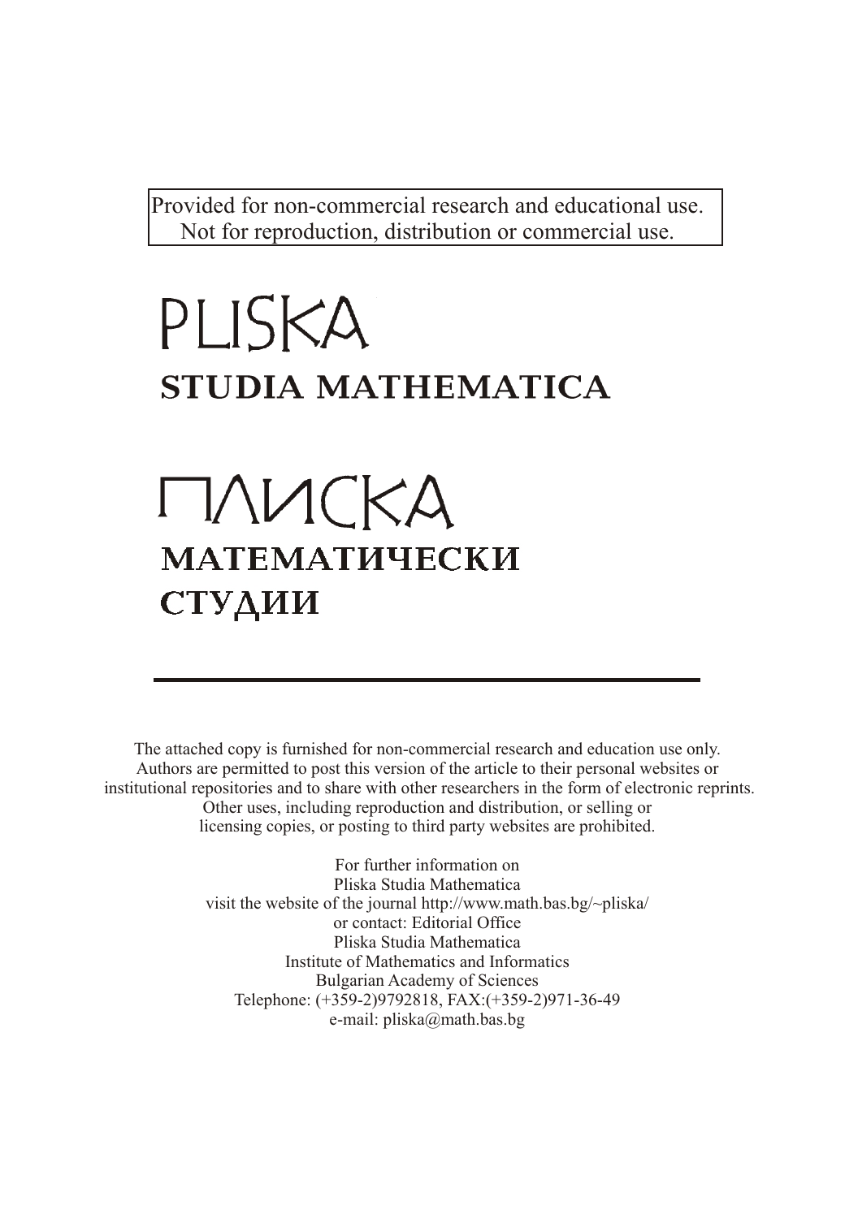Provided for non-commercial research and educational use.
Not for reproduction, distribution or commercial use.

# PLISKA

## STUDIA MATHEMATICA

# ПЛИСКА

## МАТЕМАТИЧЕСКИ СТУДИИ

---

The attached copy is furnished for non-commercial research and education use only.
Authors are permitted to post this version of the article to their personal websites or institutional repositories and to share with other researchers in the form of electronic reprints.
Other uses, including reproduction and distribution, or selling or licensing copies, or posting to third party websites are prohibited.

For further information on
Pliska Studia Mathematica
visit the website of the journal http://www.math.bas.bg/~pliska/
or contact: Editorial Office
Pliska Studia Mathematica
Institute of Mathematics and Informatics
Bulgarian Academy of Sciences
Telephone: (+359-2)9792818, FAX:(+359-2)971-36-49
e-mail: pliska@math.bas.bg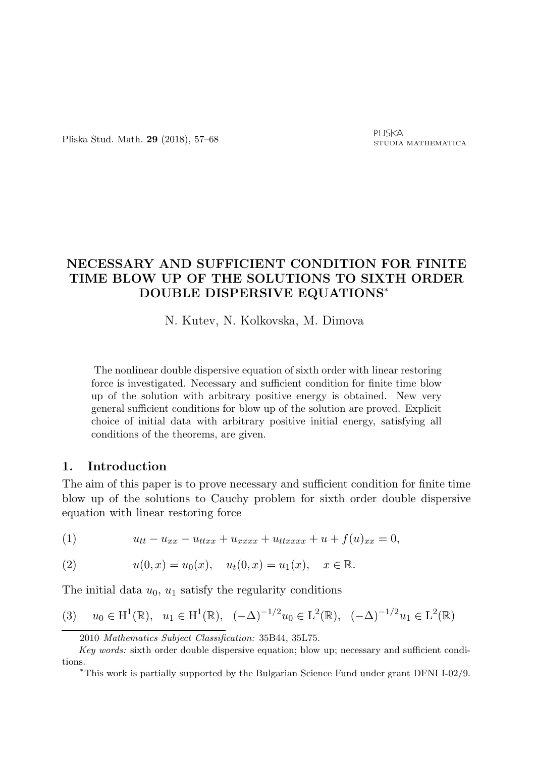# NECESSARY AND SUFFICIENT CONDITION FOR FINITE TIME BLOW UP OF THE SOLUTIONS TO SIXTH ORDER DOUBLE DISPERSIVE EQUATIONS*

N. Kutev, N. Kolkovska, M. Dimova

The nonlinear double dispersive equation of sixth order with linear restoring force is investigated. Necessary and sufficient condition for finite time blow up of the solution with arbitrary positive energy is obtained. New very general sufficient conditions for blow up of the solution are proved. Explicit choice of initial data with arbitrary positive initial energy, satisfying all conditions of the theorems, are given.

## 1. Introduction

The aim of this paper is to prove necessary and sufficient condition for finite time blow up of the solutions to Cauchy problem for sixth order double dispersive equation with linear restoring force

$$u_{tt} - u_{xx} - u_{ttxx} + u_{xxxx} + u_{ttxxxx} + u + f(u)_{xx} = 0, \tag{1}$$

$$u(0,x) = u_0(x), \quad u_t(0,x) = u_1(x), \quad x \in \mathbb{R}. \tag{2}$$

The initial data $u_0$, $u_1$ satisfy the regularity conditions

$$u_0 \in \mathrm{H}^1(\mathbb{R}), \quad u_1 \in \mathrm{H}^1(\mathbb{R}), \quad (-\Delta)^{-1/2}u_0 \in \mathrm{L}^2(\mathbb{R}), \quad (-\Delta)^{-1/2}u_1 \in \mathrm{L}^2(\mathbb{R}) \tag{3}$$

2010 *Mathematics Subject Classification:* 35B44, 35L75.

*Key words:* sixth order double dispersive equation; blow up; necessary and sufficient conditions.

*This work is partially supported by the Bulgarian Science Fund under grant DFNI I-02/9.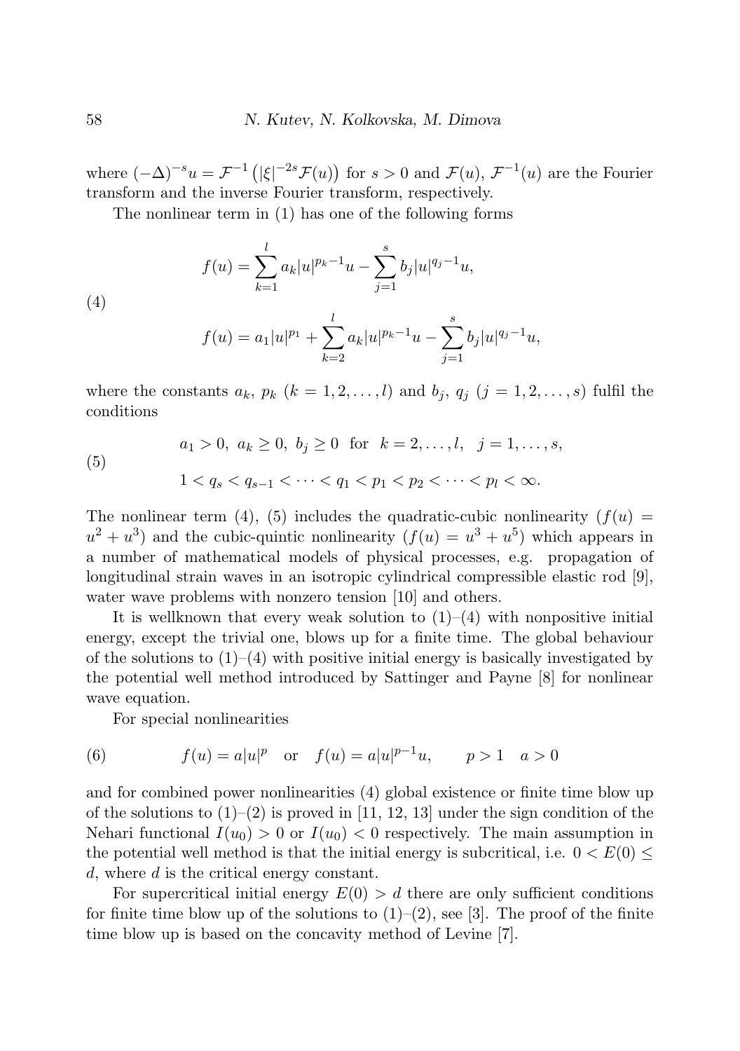where $(-\Delta)^{-s}u = \mathcal{F}^{-1}\left(|\xi|^{-2s}\mathcal{F}(u)\right)$ for $s > 0$ and $\mathcal{F}(u)$, $\mathcal{F}^{-1}(u)$ are the Fourier transform and the inverse Fourier transform, respectively.

The nonlinear term in (1) has one of the following forms

$$
\begin{aligned}
&f(u) = \sum_{k=1}^{l} a_k |u|^{p_k - 1}u - \sum_{j=1}^{s} b_j |u|^{q_j - 1}u, \\
&f(u) = a_1|u|^{p_1} + \sum_{k=2}^{l} a_k |u|^{p_k - 1}u - \sum_{j=1}^{s} b_j |u|^{q_j - 1}u,
\end{aligned} \tag{4}
$$

where the constants $a_k$, $p_k$ $(k = 1, 2, \ldots, l)$ and $b_j$, $q_j$ $(j = 1, 2, \ldots, s)$ fulfil the conditions

$$
\begin{aligned}
&a_1 > 0, \ a_k \geq 0, \ b_j \geq 0 \ \text{ for } \ k = 2, \ldots, l, \ \ j = 1, \ldots, s, \\
&1 < q_s < q_{s-1} < \cdots < q_1 < p_1 < p_2 < \cdots < p_l < \infty.
\end{aligned} \tag{5}
$$

The nonlinear term (4), (5) includes the quadratic-cubic nonlinearity ($f(u) = u^2 + u^3$) and the cubic-quintic nonlinearity ($f(u) = u^3 + u^5$) which appears in a number of mathematical models of physical processes, e.g. propagation of longitudinal strain waves in an isotropic cylindrical compressible elastic rod [9], water wave problems with nonzero tension [10] and others.

It is wellknown that every weak solution to (1)–(4) with nonpositive initial energy, except the trivial one, blows up for a finite time. The global behaviour of the solutions to (1)–(4) with positive initial energy is basically investigated by the potential well method introduced by Sattinger and Payne [8] for nonlinear wave equation.

For special nonlinearities

$$
f(u) = a|u|^p \quad \text{or} \quad f(u) = a|u|^{p-1}u, \qquad p > 1 \quad a > 0 \tag{6}
$$

and for combined power nonlinearities (4) global existence or finite time blow up of the solutions to (1)–(2) is proved in [11, 12, 13] under the sign condition of the Nehari functional $I(u_0) > 0$ or $I(u_0) < 0$ respectively. The main assumption in the potential well method is that the initial energy is subcritical, i.e. $0 < E(0) \leq d$, where $d$ is the critical energy constant.

For supercritical initial energy $E(0) > d$ there are only sufficient conditions for finite time blow up of the solutions to (1)–(2), see [3]. The proof of the finite time blow up is based on the concavity method of Levine [7].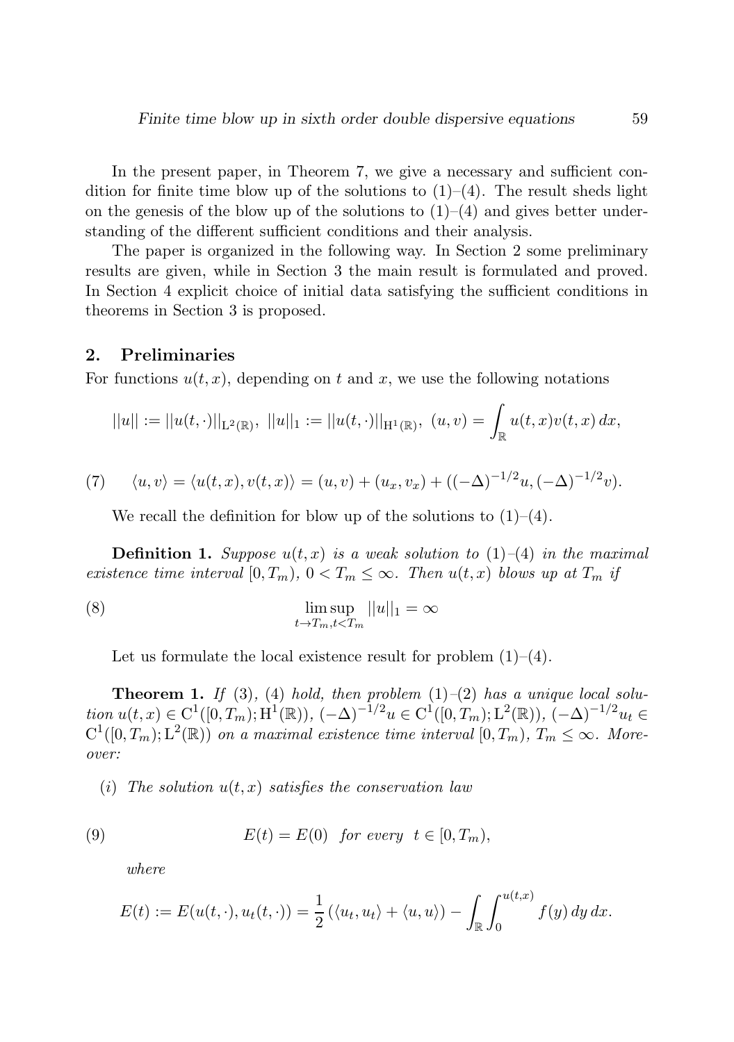In the present paper, in Theorem 7, we give a necessary and sufficient condition for finite time blow up of the solutions to (1)–(4). The result sheds light on the genesis of the blow up of the solutions to (1)–(4) and gives better understanding of the different sufficient conditions and their analysis.

The paper is organized in the following way. In Section 2 some preliminary results are given, while in Section 3 the main result is formulated and proved. In Section 4 explicit choice of initial data satisfying the sufficient conditions in theorems in Section 3 is proposed.

## 2. Preliminaries

For functions $u(t,x)$, depending on $t$ and $x$, we use the following notations

$$||u|| := ||u(t,\cdot)||_{\mathrm{L}^2(\mathbb{R})},\ ||u||_1 := ||u(t,\cdot)||_{\mathrm{H}^1(\mathbb{R})},\ (u,v) = \int_{\mathbb{R}} u(t,x)v(t,x)\,dx,$$

$$\langle u,v\rangle = \langle u(t,x),v(t,x)\rangle = (u,v) + (u_x,v_x) + ((-\Delta)^{-1/2}u,(-\Delta)^{-1/2}v). \tag{7}$$

We recall the definition for blow up of the solutions to (1)–(4).

**Definition 1.** *Suppose $u(t,x)$ is a weak solution to (1)–(4) in the maximal existence time interval $[0,T_m)$, $0 < T_m \le \infty$. Then $u(t,x)$ blows up at $T_m$ if*

$$\limsup_{t\to T_m, t<T_m} ||u||_1 = \infty \tag{8}$$

Let us formulate the local existence result for problem (1)–(4).

**Theorem 1.** *If (3), (4) hold, then problem (1)–(2) has a unique local solution $u(t,x) \in \mathrm{C}^1([0,T_m);\mathrm{H}^1(\mathbb{R}))$, $(-\Delta)^{-1/2}u \in \mathrm{C}^1([0,T_m);\mathrm{L}^2(\mathbb{R}))$, $(-\Delta)^{-1/2}u_t \in \mathrm{C}^1([0,T_m);\mathrm{L}^2(\mathbb{R}))$ on a maximal existence time interval $[0,T_m)$, $T_m \le \infty$. Moreover:*

(*i*) *The solution $u(t,x)$ satisfies the conservation law*

$$E(t) = E(0) \quad \text{for every} \quad t \in [0,T_m), \tag{9}$$

*where*

$$E(t) := E(u(t,\cdot),u_t(t,\cdot)) = \frac{1}{2}\left(\langle u_t,u_t\rangle + \langle u,u\rangle\right) - \int_{\mathbb{R}}\int_0^{u(t,x)} f(y)\,dy\,dx.$$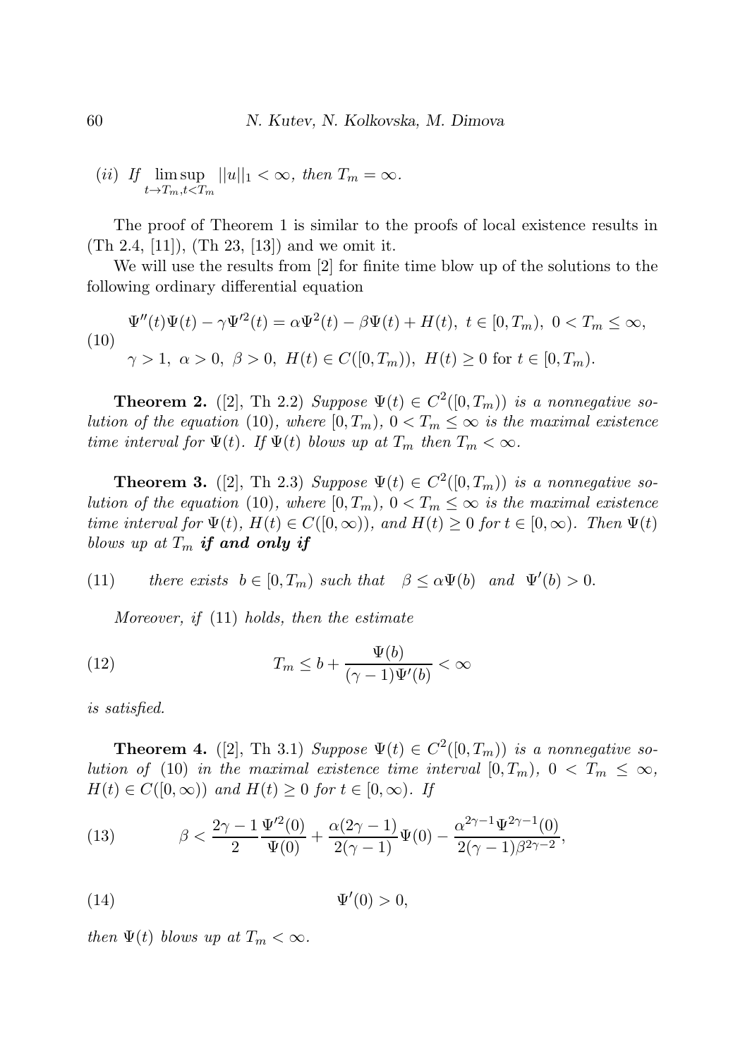(*ii*) *If* $\limsup_{t\to T_m, t<T_m} ||u||_1 < \infty$, *then* $T_m = \infty$.

The proof of Theorem 1 is similar to the proofs of local existence results in (Th 2.4, [11]), (Th 23, [13]) and we omit it.

We will use the results from [2] for finite time blow up of the solutions to the following ordinary differential equation

$$
\begin{aligned}
&\Psi''(t)\Psi(t) - \gamma\Psi'^2(t) = \alpha\Psi^2(t) - \beta\Psi(t) + H(t),\ t \in [0, T_m),\ 0 < T_m \le \infty, \\
&\gamma > 1,\ \alpha > 0,\ \beta > 0,\ H(t) \in C([0, T_m)),\ H(t) \ge 0 \text{ for } t \in [0, T_m).
\end{aligned}
\tag{10}
$$

**Theorem 2.** ([2], Th 2.2) *Suppose* $\Psi(t) \in C^2([0, T_m))$ *is a nonnegative solution of the equation* (10), *where* $[0, T_m)$, $0 < T_m \le \infty$ *is the maximal existence time interval for* $\Psi(t)$. *If* $\Psi(t)$ *blows up at* $T_m$ *then* $T_m < \infty$.

**Theorem 3.** ([2], Th 2.3) *Suppose* $\Psi(t) \in C^2([0, T_m))$ *is a nonnegative solution of the equation* (10), *where* $[0, T_m)$, $0 < T_m \le \infty$ *is the maximal existence time interval for* $\Psi(t)$, $H(t) \in C([0, \infty))$, *and* $H(t) \ge 0$ *for* $t \in [0, \infty)$. *Then* $\Psi(t)$ *blows up at* $T_m$ ***if and only if***

$$
\text{there exists } b \in [0, T_m) \text{ such that } \quad \beta \le \alpha\Psi(b) \quad \text{and} \quad \Psi'(b) > 0. \tag{11}
$$

*Moreover, if* (11) *holds, then the estimate*

$$
T_m \le b + \frac{\Psi(b)}{(\gamma - 1)\Psi'(b)} < \infty \tag{12}
$$

*is satisfied.*

**Theorem 4.** ([2], Th 3.1) *Suppose* $\Psi(t) \in C^2([0, T_m))$ *is a nonnegative solution of* (10) *in the maximal existence time interval* $[0, T_m)$, $0 < T_m \le \infty$, $H(t) \in C([0, \infty))$ *and* $H(t) \ge 0$ *for* $t \in [0, \infty)$. *If*

$$
\beta < \frac{2\gamma - 1}{2}\frac{\Psi'^2(0)}{\Psi(0)} + \frac{\alpha(2\gamma - 1)}{2(\gamma - 1)}\Psi(0) - \frac{\alpha^{2\gamma-1}\Psi^{2\gamma-1}(0)}{2(\gamma - 1)\beta^{2\gamma-2}}, \tag{13}
$$

$$
\Psi'(0) > 0, \tag{14}
$$

*then* $\Psi(t)$ *blows up at* $T_m < \infty$.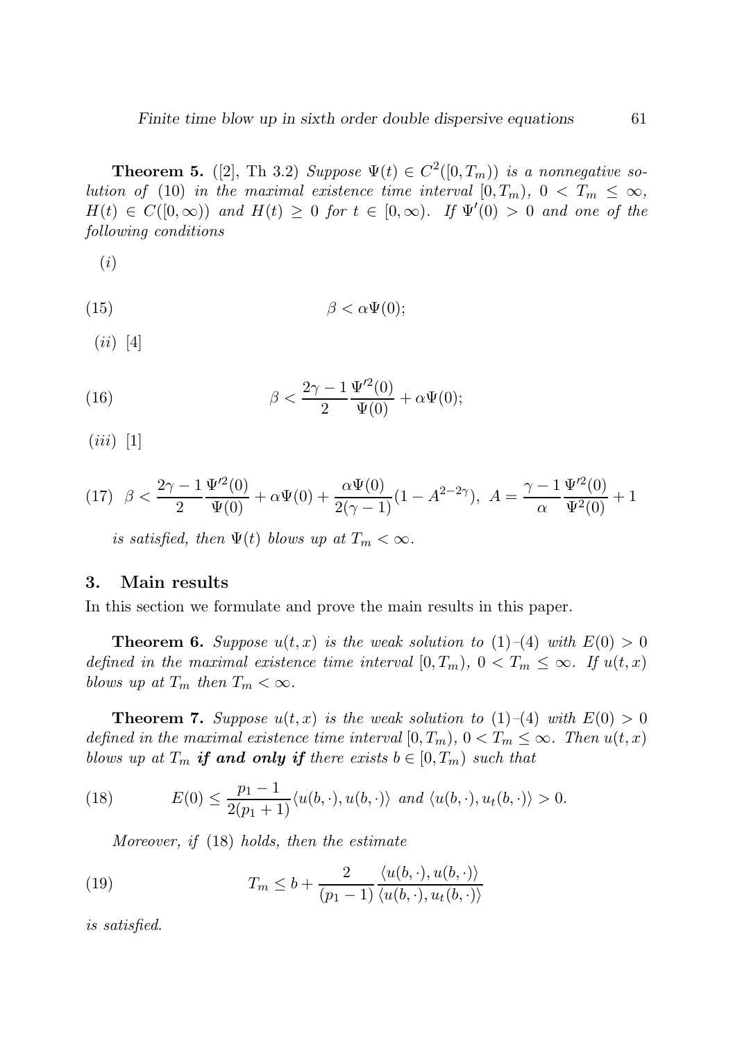**Theorem 5.** ([2], Th 3.2) *Suppose $\Psi(t) \in C^2([0,T_m))$ is a nonnegative solution of (10) in the maximal existence time interval $[0,T_m)$, $0 < T_m \leq \infty$, $H(t) \in C([0,\infty))$ and $H(t) \geq 0$ for $t \in [0,\infty)$. If $\Psi'(0) > 0$ and one of the following conditions*

$(i)$

$$\beta < \alpha\Psi(0); \tag{15}$$

$(ii)$ [4]

$$\beta < \frac{2\gamma - 1}{2}\frac{\Psi'^2(0)}{\Psi(0)} + \alpha\Psi(0); \tag{16}$$

$(iii)$ [1]

$$\beta < \frac{2\gamma - 1}{2}\frac{\Psi'^2(0)}{\Psi(0)} + \alpha\Psi(0) + \frac{\alpha\Psi(0)}{2(\gamma-1)}(1 - A^{2-2\gamma}),\ A = \frac{\gamma-1}{\alpha}\frac{\Psi'^2(0)}{\Psi^2(0)} + 1 \tag{17}$$

*is satisfied, then $\Psi(t)$ blows up at $T_m < \infty$.*

## 3. Main results

In this section we formulate and prove the main results in this paper.

**Theorem 6.** *Suppose $u(t,x)$ is the weak solution to (1)–(4) with $E(0) > 0$ defined in the maximal existence time interval $[0,T_m)$, $0 < T_m \leq \infty$. If $u(t,x)$ blows up at $T_m$ then $T_m < \infty$.*

**Theorem 7.** *Suppose $u(t,x)$ is the weak solution to (1)–(4) with $E(0) > 0$ defined in the maximal existence time interval $[0,T_m)$, $0 < T_m \leq \infty$. Then $u(t,x)$ blows up at $T_m$* ***if and only if*** *there exists $b \in [0,T_m)$ such that*

$$E(0) \leq \frac{p_1 - 1}{2(p_1+1)}\langle u(b,\cdot), u(b,\cdot)\rangle \ \text{and}\ \langle u(b,\cdot), u_t(b,\cdot)\rangle > 0. \tag{18}$$

*Moreover, if (18) holds, then the estimate*

$$T_m \leq b + \frac{2}{(p_1 - 1)}\frac{\langle u(b,\cdot), u(b,\cdot)\rangle}{\langle u(b,\cdot), u_t(b,\cdot)\rangle} \tag{19}$$

*is satisfied.*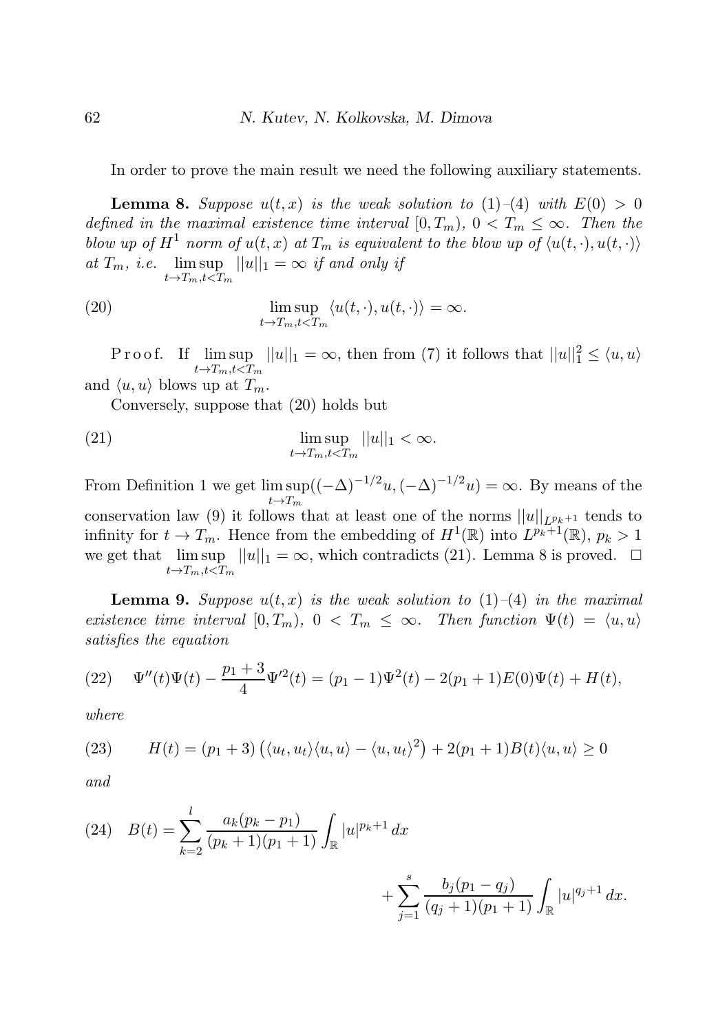In order to prove the main result we need the following auxiliary statements.

**Lemma 8.** *Suppose $u(t,x)$ is the weak solution to (1)–(4) with $E(0) > 0$ defined in the maximal existence time interval $[0, T_m)$, $0 < T_m \leq \infty$. Then the blow up of $H^1$ norm of $u(t,x)$ at $T_m$ is equivalent to the blow up of $\langle u(t,\cdot), u(t,\cdot)\rangle$ at $T_m$, i.e. $\limsup\limits_{t\to T_m, t<T_m} ||u||_1 = \infty$ if and only if*

$$
\limsup_{t\to T_m, t<T_m} \langle u(t,\cdot), u(t,\cdot)\rangle = \infty. \tag{20}
$$

Proof. If $\limsup\limits_{t\to T_m, t<T_m} ||u||_1 = \infty$, then from (7) it follows that $||u||_1^2 \leq \langle u, u\rangle$ and $\langle u, u\rangle$ blows up at $T_m$.

Conversely, suppose that (20) holds but

$$
\limsup_{t\to T_m, t<T_m} ||u||_1 < \infty. \tag{21}
$$

From Definition 1 we get $\limsup\limits_{t\to T_m}((-\Delta)^{-1/2}u, (-\Delta)^{-1/2}u) = \infty$. By means of the conservation law (9) it follows that at least one of the norms $||u||_{L^{p_k+1}}$ tends to infinity for $t \to T_m$. Hence from the embedding of $H^1(\mathbb{R})$ into $L^{p_k+1}(\mathbb{R})$, $p_k > 1$ we get that $\limsup\limits_{t\to T_m, t<T_m} ||u||_1 = \infty$, which contradicts (21). Lemma 8 is proved. $\square$

**Lemma 9.** *Suppose $u(t,x)$ is the weak solution to (1)–(4) in the maximal existence time interval $[0, T_m)$, $0 < T_m \leq \infty$. Then function $\Psi(t) = \langle u, u\rangle$ satisfies the equation*

$$
\Psi''(t)\Psi(t) - \frac{p_1+3}{4}\Psi'^2(t) = (p_1-1)\Psi^2(t) - 2(p_1+1)E(0)\Psi(t) + H(t), \tag{22}
$$

*where*

$$
H(t) = (p_1+3)\left(\langle u_t, u_t\rangle\langle u, u\rangle - \langle u, u_t\rangle^2\right) + 2(p_1+1)B(t)\langle u, u\rangle \geq 0 \tag{23}
$$

*and*

$$
B(t) = \sum_{k=2}^{l} \frac{a_k(p_k-p_1)}{(p_k+1)(p_1+1)} \int_{\mathbb{R}} |u|^{p_k+1}\,dx + \sum_{j=1}^{s} \frac{b_j(p_1-q_j)}{(q_j+1)(p_1+1)} \int_{\mathbb{R}} |u|^{q_j+1}\,dx. \tag{24}
$$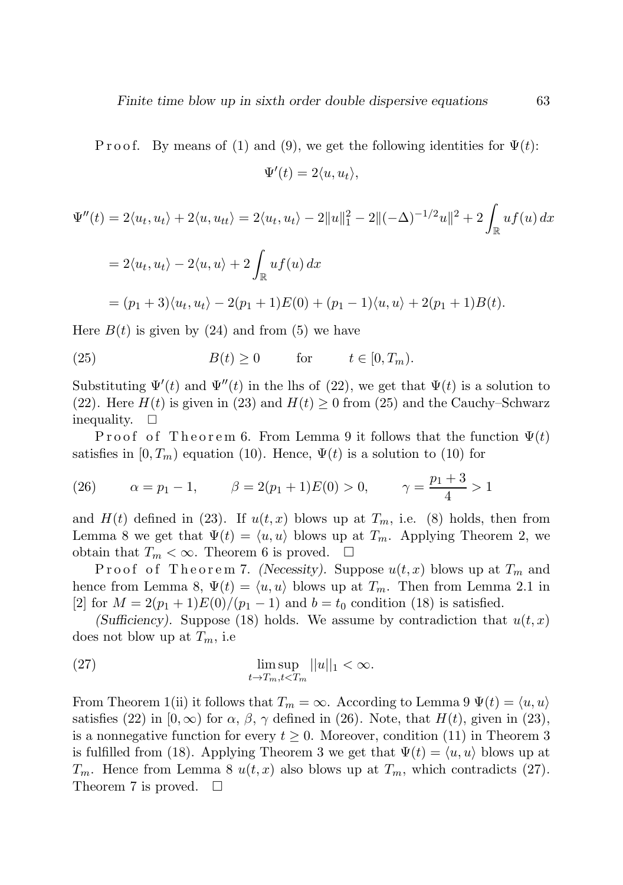P r o o f. By means of (1) and (9), we get the following identities for $\Psi(t)$:

$$\Psi'(t) = 2\langle u, u_t\rangle,$$

$$\Psi''(t) = 2\langle u_t, u_t\rangle + 2\langle u, u_{tt}\rangle = 2\langle u_t, u_t\rangle - 2\|u\|_1^2 - 2\|(-\Delta)^{-1/2}u\|^2 + 2\int_{\mathbb{R}} uf(u)\,dx$$

$$= 2\langle u_t, u_t\rangle - 2\langle u, u\rangle + 2\int_{\mathbb{R}} uf(u)\,dx$$

$$= (p_1+3)\langle u_t, u_t\rangle - 2(p_1+1)E(0) + (p_1-1)\langle u, u\rangle + 2(p_1+1)B(t).$$

Here $B(t)$ is given by (24) and from (5) we have

$$B(t) \geq 0 \qquad \text{for} \qquad t \in [0, T_m). \tag{25}$$

Substituting $\Psi'(t)$ and $\Psi''(t)$ in the lhs of (22), we get that $\Psi(t)$ is a solution to (22). Here $H(t)$ is given in (23) and $H(t) \geq 0$ from (25) and the Cauchy–Schwarz inequality. $\square$

P r o o f o f T h e o r e m 6. From Lemma 9 it follows that the function $\Psi(t)$ satisfies in $[0, T_m)$ equation (10). Hence, $\Psi(t)$ is a solution to (10) for

$$\alpha = p_1 - 1, \qquad \beta = 2(p_1+1)E(0) > 0, \qquad \gamma = \frac{p_1+3}{4} > 1 \tag{26}$$

and $H(t)$ defined in (23). If $u(t,x)$ blows up at $T_m$, i.e. (8) holds, then from Lemma 8 we get that $\Psi(t) = \langle u, u\rangle$ blows up at $T_m$. Applying Theorem 2, we obtain that $T_m < \infty$. Theorem 6 is proved. $\square$

P r o o f o f T h e o r e m 7. *(Necessity).* Suppose $u(t,x)$ blows up at $T_m$ and hence from Lemma 8, $\Psi(t) = \langle u, u\rangle$ blows up at $T_m$. Then from Lemma 2.1 in [2] for $M = 2(p_1+1)E(0)/(p_1-1)$ and $b = t_0$ condition (18) is satisfied.

*(Sufficiency).* Suppose (18) holds. We assume by contradiction that $u(t,x)$ does not blow up at $T_m$, i.e

$$\limsup_{t\to T_m, t<T_m} ||u||_1 < \infty. \tag{27}$$

From Theorem 1(ii) it follows that $T_m = \infty$. According to Lemma 9 $\Psi(t) = \langle u, u\rangle$ satisfies (22) in $[0, \infty)$ for $\alpha$, $\beta$, $\gamma$ defined in (26). Note, that $H(t)$, given in (23), is a nonnegative function for every $t \geq 0$. Moreover, condition (11) in Theorem 3 is fulfilled from (18). Applying Theorem 3 we get that $\Psi(t) = \langle u, u\rangle$ blows up at $T_m$. Hence from Lemma 8 $u(t,x)$ also blows up at $T_m$, which contradicts (27). Theorem 7 is proved. $\square$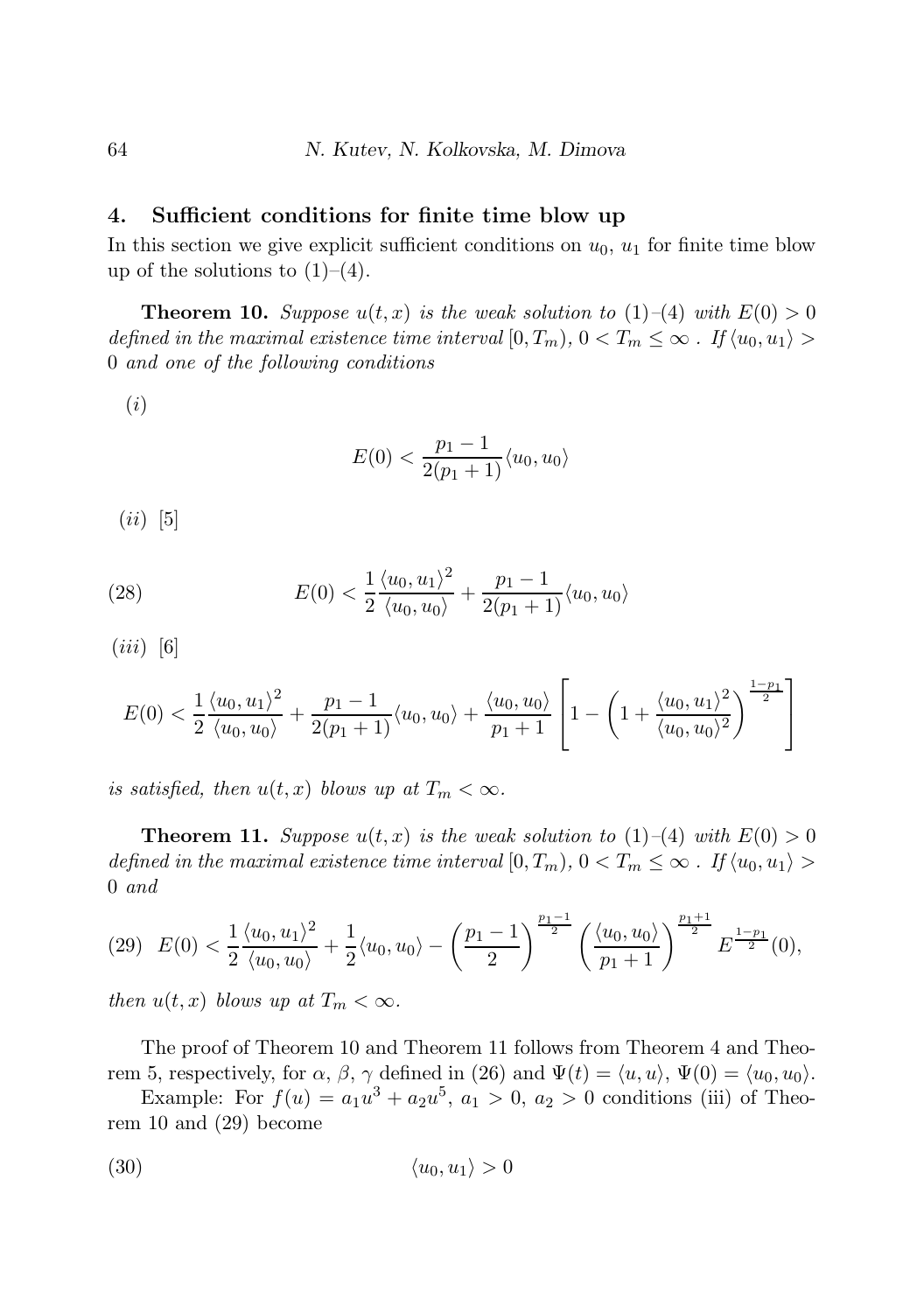## 4. Sufficient conditions for finite time blow up

In this section we give explicit sufficient conditions on $u_0$, $u_1$ for finite time blow up of the solutions to (1)–(4).

**Theorem 10.** *Suppose $u(t,x)$ is the weak solution to (1)–(4) with $E(0) > 0$ defined in the maximal existence time interval $[0, T_m)$, $0 < T_m \le \infty$ . If $\langle u_0, u_1 \rangle > 0$ and one of the following conditions*

(*i*)

$$E(0) < \frac{p_1 - 1}{2(p_1 + 1)} \langle u_0, u_0 \rangle$$

(*ii*) [5]

$$E(0) < \frac{1}{2} \frac{\langle u_0, u_1 \rangle^2}{\langle u_0, u_0 \rangle} + \frac{p_1 - 1}{2(p_1 + 1)} \langle u_0, u_0 \rangle \tag{28}$$

(*iii*) [6]

$$E(0) < \frac{1}{2} \frac{\langle u_0, u_1 \rangle^2}{\langle u_0, u_0 \rangle} + \frac{p_1 - 1}{2(p_1 + 1)} \langle u_0, u_0 \rangle + \frac{\langle u_0, u_0 \rangle}{p_1 + 1} \left[ 1 - \left( 1 + \frac{\langle u_0, u_1 \rangle^2}{\langle u_0, u_0 \rangle^2} \right)^{\frac{1-p_1}{2}} \right]$$

*is satisfied, then $u(t,x)$ blows up at $T_m < \infty$.*

**Theorem 11.** *Suppose $u(t,x)$ is the weak solution to (1)–(4) with $E(0) > 0$ defined in the maximal existence time interval $[0, T_m)$, $0 < T_m \le \infty$ . If $\langle u_0, u_1 \rangle > 0$ and*

$$E(0) < \frac{1}{2} \frac{\langle u_0, u_1 \rangle^2}{\langle u_0, u_0 \rangle} + \frac{1}{2} \langle u_0, u_0 \rangle - \left( \frac{p_1 - 1}{2} \right)^{\frac{p_1 - 1}{2}} \left( \frac{\langle u_0, u_0 \rangle}{p_1 + 1} \right)^{\frac{p_1 + 1}{2}} E^{\frac{1 - p_1}{2}}(0), \tag{29}$$

*then $u(t,x)$ blows up at $T_m < \infty$.*

The proof of Theorem 10 and Theorem 11 follows from Theorem 4 and Theorem 5, respectively, for $\alpha$, $\beta$, $\gamma$ defined in (26) and $\Psi(t) = \langle u, u \rangle$, $\Psi(0) = \langle u_0, u_0 \rangle$.

Example: For $f(u) = a_1 u^3 + a_2 u^5$, $a_1 > 0$, $a_2 > 0$ conditions (iii) of Theorem 10 and (29) become

$$\langle u_0, u_1 \rangle > 0 \tag{30}$$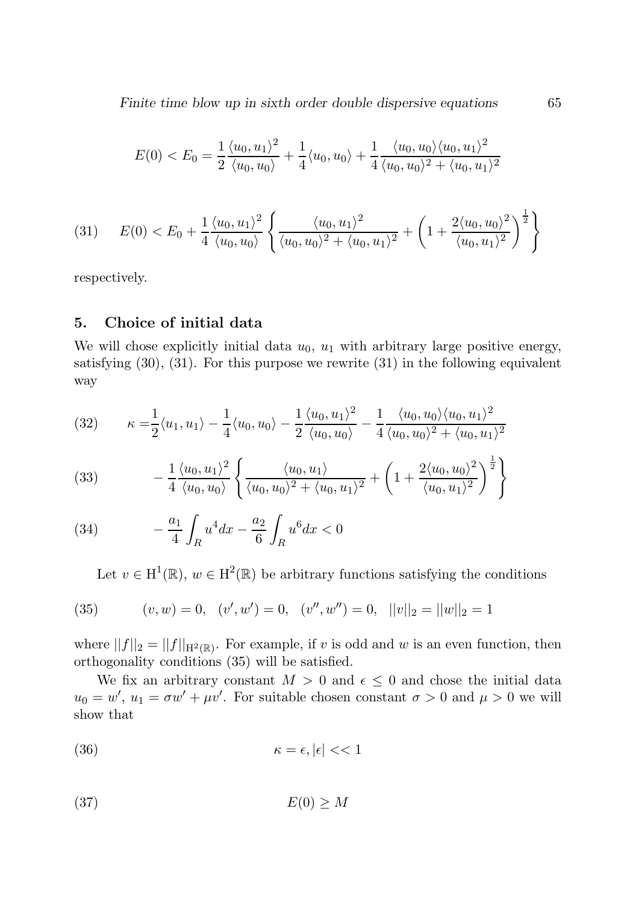$$E(0) < E_0 = \frac{1}{2}\frac{\langle u_0, u_1\rangle^2}{\langle u_0, u_0\rangle} + \frac{1}{4}\langle u_0, u_0\rangle + \frac{1}{4}\frac{\langle u_0, u_0\rangle\langle u_0, u_1\rangle^2}{\langle u_0, u_0\rangle^2 + \langle u_0, u_1\rangle^2}$$

$$(31)\qquad E(0) < E_0 + \frac{1}{4}\frac{\langle u_0, u_1\rangle^2}{\langle u_0, u_0\rangle}\left\{\frac{\langle u_0, u_1\rangle^2}{\langle u_0, u_0\rangle^2 + \langle u_0, u_1\rangle^2} + \left(1 + \frac{2\langle u_0, u_0\rangle^2}{\langle u_0, u_1\rangle^2}\right)^{\frac{1}{2}}\right\}$$

respectively.

## 5. Choice of initial data

We will chose explicitly initial data $u_0$, $u_1$ with arbitrary large positive energy, satisfying (30), (31). For this purpose we rewrite (31) in the following equivalent way

$$(32)\qquad \kappa = \frac{1}{2}\langle u_1, u_1\rangle - \frac{1}{4}\langle u_0, u_0\rangle - \frac{1}{2}\frac{\langle u_0, u_1\rangle^2}{\langle u_0, u_0\rangle} - \frac{1}{4}\frac{\langle u_0, u_0\rangle\langle u_0, u_1\rangle^2}{\langle u_0, u_0\rangle^2 + \langle u_0, u_1\rangle^2}$$

$$(33)\qquad - \frac{1}{4}\frac{\langle u_0, u_1\rangle^2}{\langle u_0, u_0\rangle}\left\{\frac{\langle u_0, u_1\rangle}{\langle u_0, u_0\rangle^2 + \langle u_0, u_1\rangle^2} + \left(1 + \frac{2\langle u_0, u_0\rangle^2}{\langle u_0, u_1\rangle^2}\right)^{\frac{1}{2}}\right\}$$

$$(34)\qquad - \frac{a_1}{4}\int_R u^4 dx - \frac{a_2}{6}\int_R u^6 dx < 0$$

Let $v \in \mathrm{H}^1(\mathbb{R})$, $w \in \mathrm{H}^2(\mathbb{R})$ be arbitrary functions satisfying the conditions

$$(35)\qquad (v, w) = 0, \quad (v', w') = 0, \quad (v'', w'') = 0, \quad ||v||_2 = ||w||_2 = 1$$

where $||f||_2 = ||f||_{\mathrm{H}^2(\mathbb{R})}$. For example, if $v$ is odd and $w$ is an even function, then orthogonality conditions (35) will be satisfied.

We fix an arbitrary constant $M > 0$ and $\epsilon \leq 0$ and chose the initial data $u_0 = w'$, $u_1 = \sigma w' + \mu v'$. For suitable chosen constant $\sigma > 0$ and $\mu > 0$ we will show that

$$(36)\qquad \kappa = \epsilon, |\epsilon| << 1$$

$$(37)\qquad E(0) \geq M$$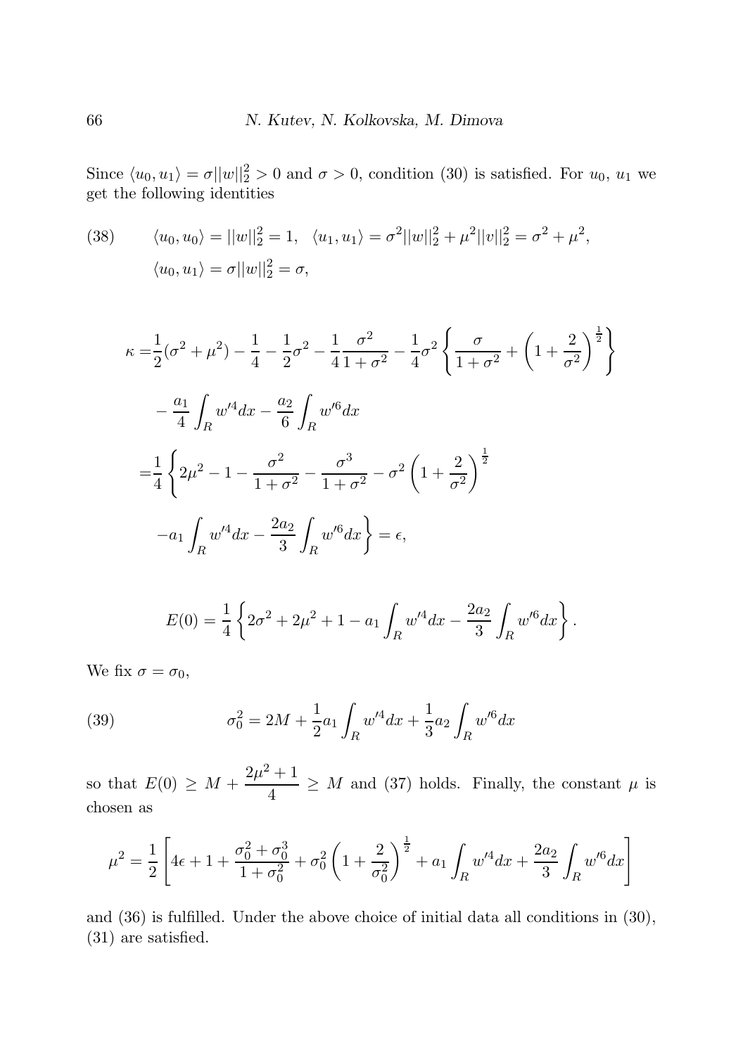Since $\langle u_0, u_1\rangle = \sigma ||w||_2^2 > 0$ and $\sigma > 0$, condition (30) is satisfied. For $u_0$, $u_1$ we get the following identities

$$
\begin{aligned}
&\langle u_0, u_0\rangle = ||w||_2^2 = 1, \quad \langle u_1, u_1\rangle = \sigma^2 ||w||_2^2 + \mu^2 ||v||_2^2 = \sigma^2 + \mu^2, \\
&\langle u_0, u_1\rangle = \sigma ||w||_2^2 = \sigma,
\end{aligned}
\tag{38}
$$

$$
\begin{aligned}
\kappa =& \frac{1}{2}(\sigma^2 + \mu^2) - \frac{1}{4} - \frac{1}{2}\sigma^2 - \frac{1}{4}\frac{\sigma^2}{1+\sigma^2} - \frac{1}{4}\sigma^2\left\{\frac{\sigma}{1+\sigma^2} + \left(1 + \frac{2}{\sigma^2}\right)^{\frac{1}{2}}\right\} \\
& - \frac{a_1}{4}\int_R w'^4 dx - \frac{a_2}{6}\int_R w'^6 dx \\
=& \frac{1}{4}\left\{2\mu^2 - 1 - \frac{\sigma^2}{1+\sigma^2} - \frac{\sigma^3}{1+\sigma^2} - \sigma^2\left(1 + \frac{2}{\sigma^2}\right)^{\frac{1}{2}}\right. \\
& \left. - a_1 \int_R w'^4 dx - \frac{2a_2}{3}\int_R w'^6 dx\right\} = \epsilon,
\end{aligned}
$$

$$
E(0) = \frac{1}{4}\left\{2\sigma^2 + 2\mu^2 + 1 - a_1\int_R w'^4 dx - \frac{2a_2}{3}\int_R w'^6 dx\right\}.
$$

We fix $\sigma = \sigma_0$,

$$
\sigma_0^2 = 2M + \frac{1}{2}a_1\int_R w'^4 dx + \frac{1}{3}a_2\int_R w'^6 dx
\tag{39}
$$

so that $E(0) \geq M + \dfrac{2\mu^2 + 1}{4} \geq M$ and (37) holds. Finally, the constant $\mu$ is chosen as

$$
\mu^2 = \frac{1}{2}\left[4\epsilon + 1 + \frac{\sigma_0^2 + \sigma_0^3}{1+\sigma_0^2} + \sigma_0^2\left(1 + \frac{2}{\sigma_0^2}\right)^{\frac{1}{2}} + a_1\int_R w'^4 dx + \frac{2a_2}{3}\int_R w'^6 dx\right]
$$

and (36) is fulfilled. Under the above choice of initial data all conditions in (30), (31) are satisfied.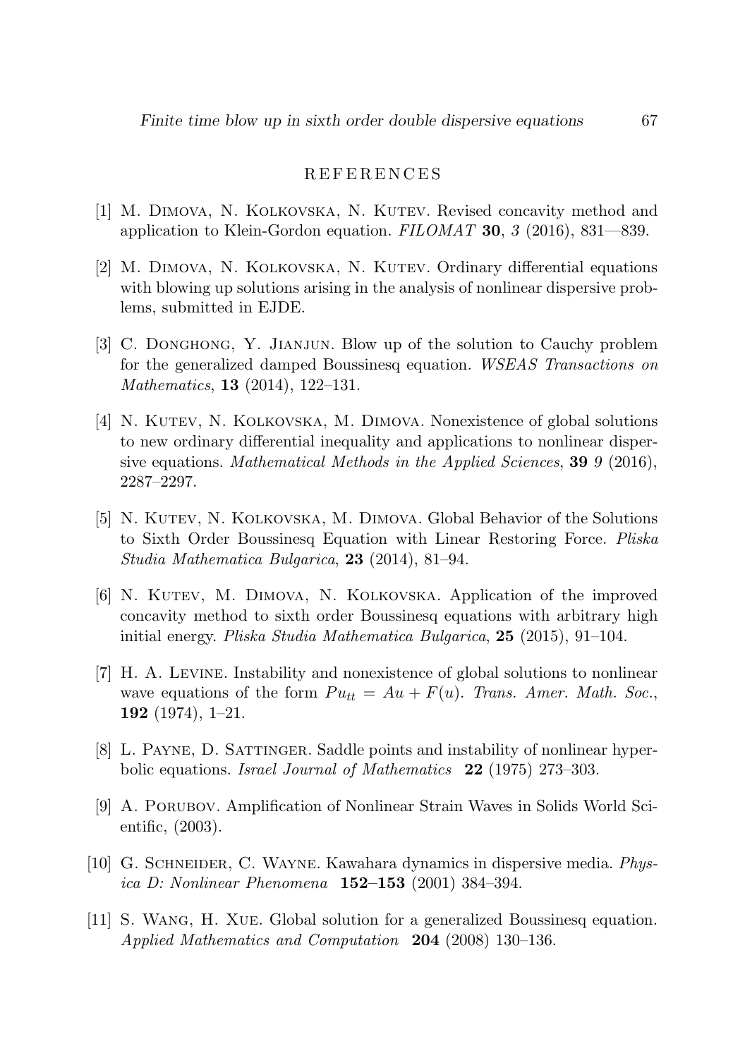## REFERENCES

[1] M. Dimova, N. Kolkovska, N. Kutev. Revised concavity method and application to Klein-Gordon equation. *FILOMAT* **30**, *3* (2016), 831—839.

[2] M. Dimova, N. Kolkovska, N. Kutev. Ordinary differential equations with blowing up solutions arising in the analysis of nonlinear dispersive problems, submitted in EJDE.

[3] C. Donghong, Y. Jianjun. Blow up of the solution to Cauchy problem for the generalized damped Boussinesq equation. *WSEAS Transactions on Mathematics*, **13** (2014), 122–131.

[4] N. Kutev, N. Kolkovska, M. Dimova. Nonexistence of global solutions to new ordinary differential inequality and applications to nonlinear dispersive equations. *Mathematical Methods in the Applied Sciences*, **39** *9* (2016), 2287–2297.

[5] N. Kutev, N. Kolkovska, M. Dimova. Global Behavior of the Solutions to Sixth Order Boussinesq Equation with Linear Restoring Force. *Pliska Studia Mathematica Bulgarica*, **23** (2014), 81–94.

[6] N. Kutev, M. Dimova, N. Kolkovska. Application of the improved concavity method to sixth order Boussinesq equations with arbitrary high initial energy. *Pliska Studia Mathematica Bulgarica*, **25** (2015), 91–104.

[7] H. A. Levine. Instability and nonexistence of global solutions to nonlinear wave equations of the form $Pu_{tt} = Au + F(u)$. *Trans. Amer. Math. Soc.*, **192** (1974), 1–21.

[8] L. Payne, D. Sattinger. Saddle points and instability of nonlinear hyperbolic equations. *Israel Journal of Mathematics* **22** (1975) 273–303.

[9] A. Porubov. Amplification of Nonlinear Strain Waves in Solids World Scientific, (2003).

[10] G. Schneider, C. Wayne. Kawahara dynamics in dispersive media. *Physica D: Nonlinear Phenomena* **152–153** (2001) 384–394.

[11] S. Wang, H. Xue. Global solution for a generalized Boussinesq equation. *Applied Mathematics and Computation* **204** (2008) 130–136.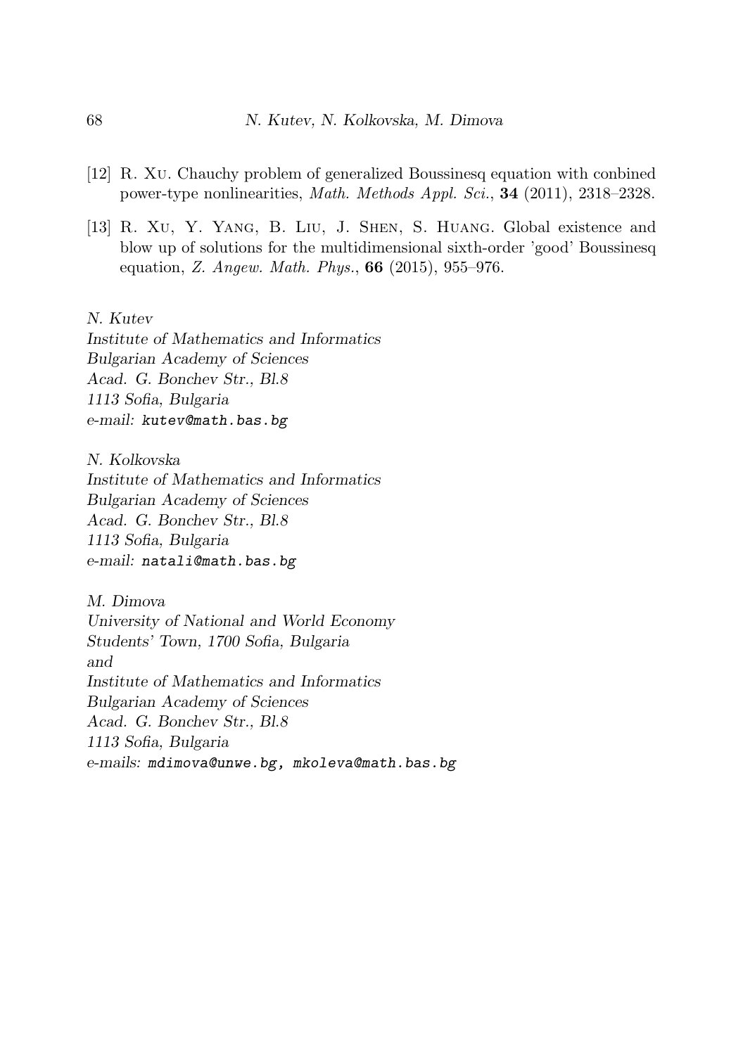[12] R. Xu. Chauchy problem of generalized Boussinesq equation with conbined power-type nonlinearities, *Math. Methods Appl. Sci.*, **34** (2011), 2318–2328.

[13] R. Xu, Y. Yang, B. Liu, J. Shen, S. Huang. Global existence and blow up of solutions for the multidimensional sixth-order 'good' Boussinesq equation, *Z. Angew. Math. Phys.*, **66** (2015), 955–976.

*N. Kutev*
*Institute of Mathematics and Informatics*
*Bulgarian Academy of Sciences*
*Acad. G. Bonchev Str., Bl.8*
*1113 Sofia, Bulgaria*
*e-mail:* `kutev@math.bas.bg`

*N. Kolkovska*
*Institute of Mathematics and Informatics*
*Bulgarian Academy of Sciences*
*Acad. G. Bonchev Str., Bl.8*
*1113 Sofia, Bulgaria*
*e-mail:* `natali@math.bas.bg`

*M. Dimova*
*University of National and World Economy*
*Students' Town, 1700 Sofia, Bulgaria*
*and*
*Institute of Mathematics and Informatics*
*Bulgarian Academy of Sciences*
*Acad. G. Bonchev Str., Bl.8*
*1113 Sofia, Bulgaria*
*e-mails:* `mdimova@unwe.bg, mkoleva@math.bas.bg`